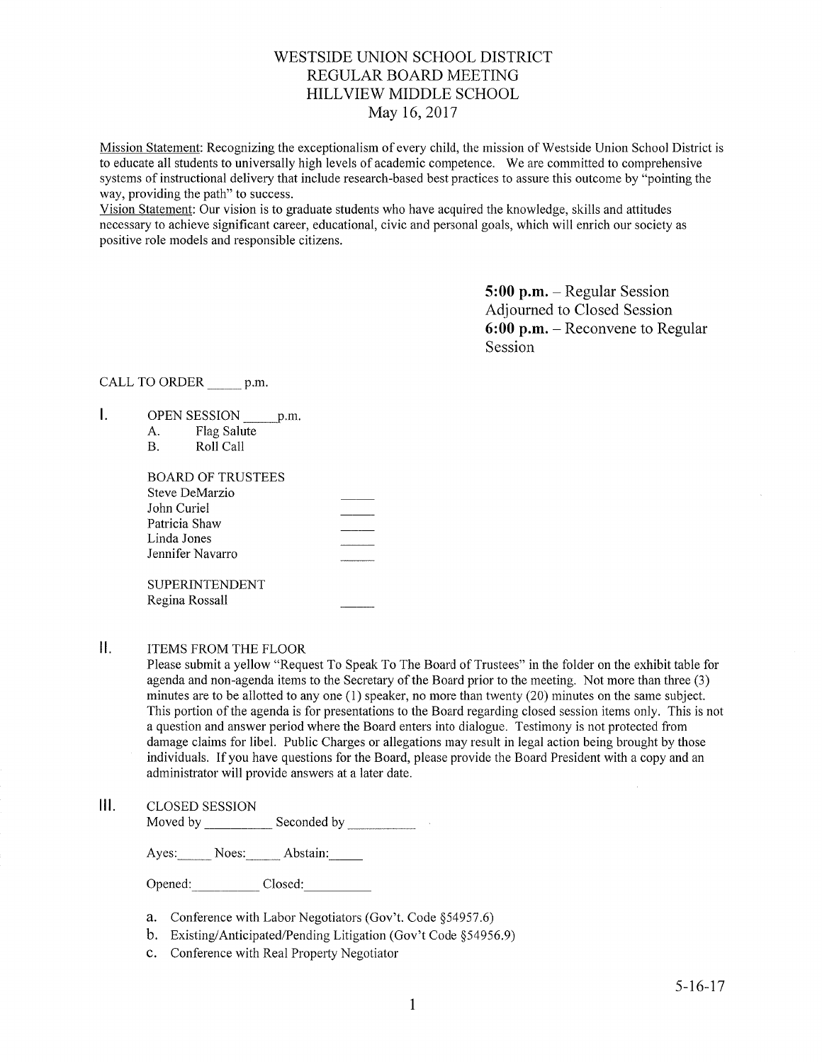# WESTSIDE UNION SCHOOL DISTRICT
## REGULAR BOARD MEETING
## HILLVIEW MIDDLE SCHOOL
## May 16, 2017

Mission Statement: Recognizing the exceptionalism of every child, the mission of Westside Union School District is to educate all students to universally high levels of academic competence. We are committed to comprehensive systems of instructional delivery that include research-based best practices to assure this outcome by "pointing the way, providing the path" to success.

Vision Statement: Our vision is to graduate students who have acquired the knowledge, skills and attitudes necessary to achieve significant career, educational, civic and personal goals, which will enrich our society as positive role models and responsible citizens.

**5:00 p.m.** – Regular Session Adjourned to Closed Session
**6:00 p.m.** – Reconvene to Regular Session

CALL TO ORDER _____ p.m.

I. OPEN SESSION _____ p.m.

A. Flag Salute
B. Roll Call

BOARD OF TRUSTEES

| | |
|---|---|
| Steve DeMarzio | _____ |
| John Curiel | _____ |
| Patricia Shaw | _____ |
| Linda Jones | _____ |
| Jennifer Navarro | _____ |

SUPERINTENDENT

| | |
|---|---|
| Regina Rossall | _____ |

II. ITEMS FROM THE FLOOR

Please submit a yellow "Request To Speak To The Board of Trustees" in the folder on the exhibit table for agenda and non-agenda items to the Secretary of the Board prior to the meeting. Not more than three (3) minutes are to be allotted to any one (1) speaker, no more than twenty (20) minutes on the same subject. This portion of the agenda is for presentations to the Board regarding closed session items only. This is not a question and answer period where the Board enters into dialogue. Testimony is not protected from damage claims for libel. Public Charges or allegations may result in legal action being brought by those individuals. If you have questions for the Board, please provide the Board President with a copy and an administrator will provide answers at a later date.

III. CLOSED SESSION

Moved by __________ Seconded by __________

Ayes:_____ Noes:_____ Abstain:_____

Opened:__________ Closed:__________

a. Conference with Labor Negotiators (Gov't. Code §54957.6)
b. Existing/Anticipated/Pending Litigation (Gov't Code §54956.9)
c. Conference with Real Property Negotiator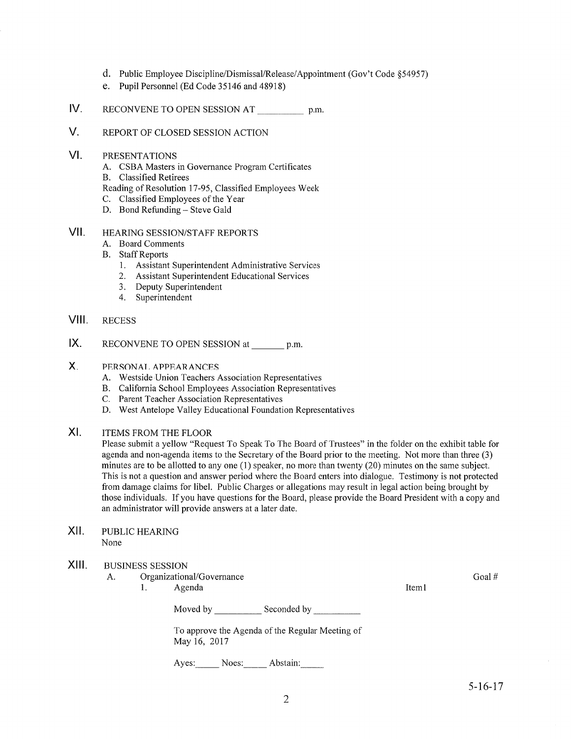d. Public Employee Discipline/Dismissal/Release/Appointment (Gov't Code §54957)
e. Pupil Personnel (Ed Code 35146 and 48918)

## IV. RECONVENE TO OPEN SESSION AT __________ p.m.

## V. REPORT OF CLOSED SESSION ACTION

## VI. PRESENTATIONS

A. CSBA Masters in Governance Program Certificates
B. Classified Retirees
Reading of Resolution 17-95, Classified Employees Week
C. Classified Employees of the Year
D. Bond Refunding – Steve Gald

## VII. HEARING SESSION/STAFF REPORTS

A. Board Comments
B. Staff Reports
   1. Assistant Superintendent Administrative Services
   2. Assistant Superintendent Educational Services
   3. Deputy Superintendent
   4. Superintendent

## VIII. RECESS

## IX. RECONVENE TO OPEN SESSION at _______ p.m.

## X. PERSONAL APPEARANCES

A. Westside Union Teachers Association Representatives
B. California School Employees Association Representatives
C. Parent Teacher Association Representatives
D. West Antelope Valley Educational Foundation Representatives

## XI. ITEMS FROM THE FLOOR

Please submit a yellow "Request To Speak To The Board of Trustees" in the folder on the exhibit table for agenda and non-agenda items to the Secretary of the Board prior to the meeting. Not more than three (3) minutes are to be allotted to any one (1) speaker, no more than twenty (20) minutes on the same subject. This is not a question and answer period where the Board enters into dialogue. Testimony is not protected from damage claims for libel. Public Charges or allegations may result in legal action being brought by those individuals. If you have questions for the Board, please provide the Board President with a copy and an administrator will provide answers at a later date.

## XII. PUBLIC HEARING

None

## XIII. BUSINESS SESSION

A. Organizational/Governance — Goal #
   1. Agenda — Item1

      Moved by __________ Seconded by __________

      To approve the Agenda of the Regular Meeting of May 16, 2017

      Ayes:_____ Noes:_____ Abstain:_____

5-16-17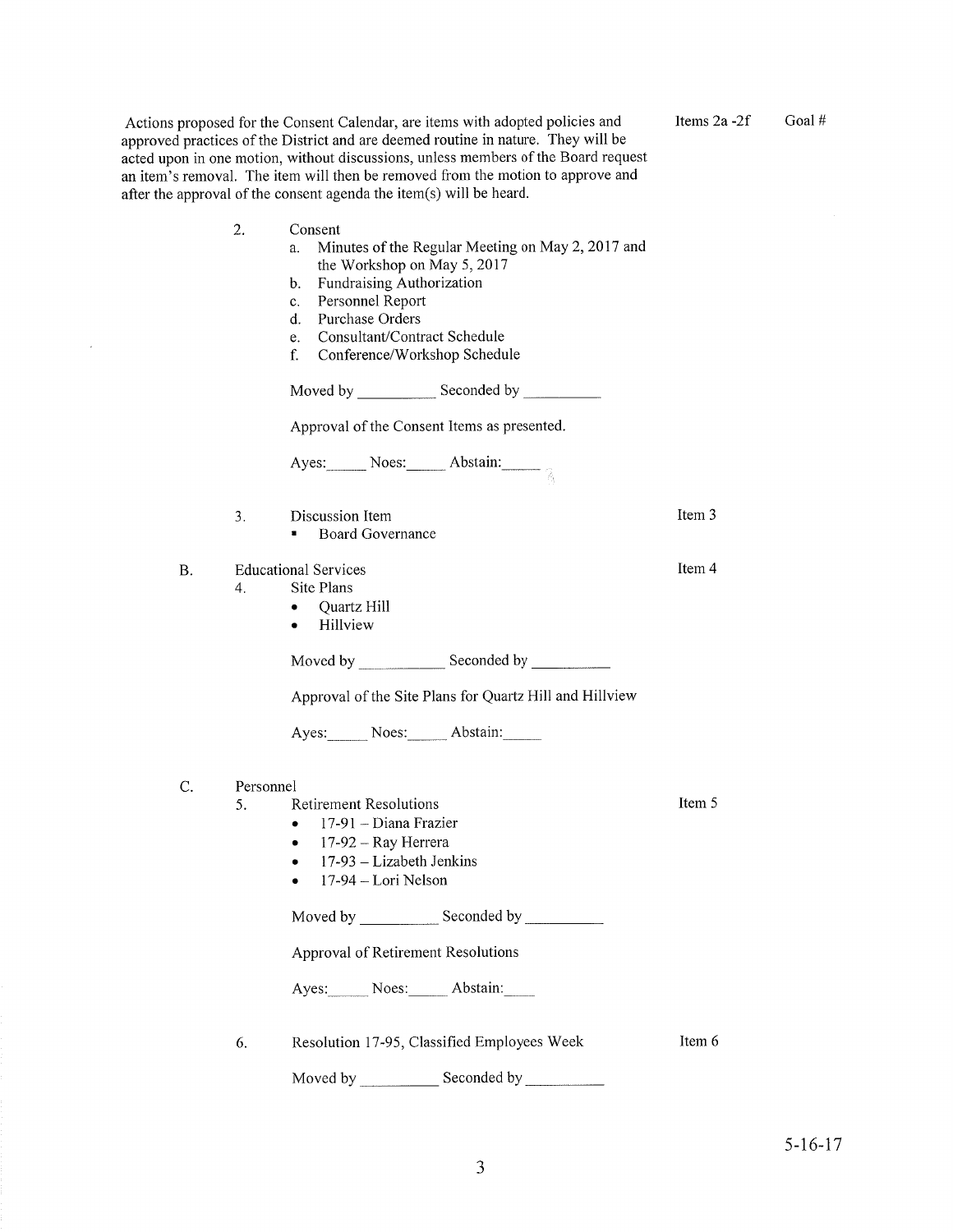Actions proposed for the Consent Calendar, are items with adopted policies and approved practices of the District and are deemed routine in nature. They will be acted upon in one motion, without discussions, unless members of the Board request an item's removal. The item will then be removed from the motion to approve and after the approval of the consent agenda the item(s) will be heard.

Items 2a -2f    Goal #

2. Consent
   a. Minutes of the Regular Meeting on May 2, 2017 and the Workshop on May 5, 2017
   b. Fundraising Authorization
   c. Personnel Report
   d. Purchase Orders
   e. Consultant/Contract Schedule
   f. Conference/Workshop Schedule

   Moved by __________ Seconded by __________

   Approval of the Consent Items as presented.

   Ayes:_____ Noes:_____ Abstain:_____

3. Discussion Item — Item 3
   - Board Governance

B. Educational Services — Item 4

4. Site Plans
   - Quartz Hill
   - Hillview

   Moved by __________ Seconded by __________

   Approval of the Site Plans for Quartz Hill and Hillview

   Ayes:_____ Noes:_____ Abstain:_____

C. Personnel

5. Retirement Resolutions — Item 5
   - 17-91 – Diana Frazier
   - 17-92 – Ray Herrera
   - 17-93 – Lizabeth Jenkins
   - 17-94 – Lori Nelson

   Moved by __________ Seconded by __________

   Approval of Retirement Resolutions

   Ayes:_____ Noes:_____ Abstain:____

6. Resolution 17-95, Classified Employees Week — Item 6

   Moved by __________ Seconded by __________

5-16-17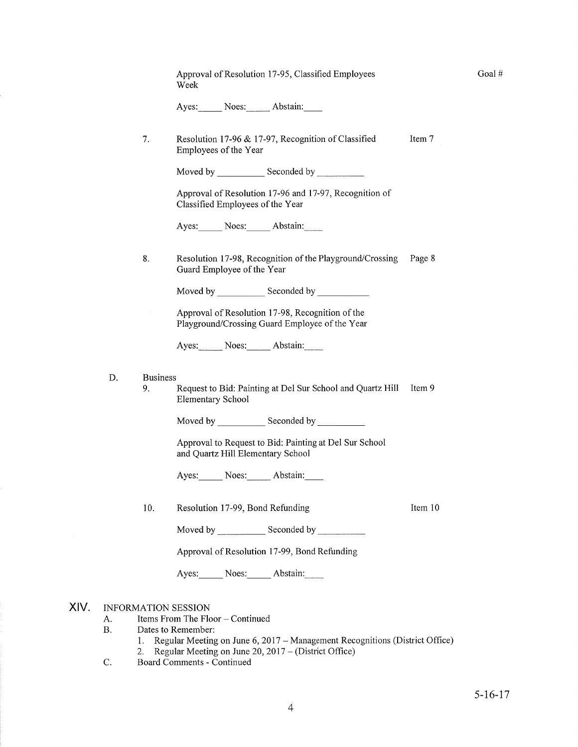Approval of Resolution 17-95, Classified Employees Week — Goal #

Ayes:_____ Noes:_____ Abstain:____

7. Resolution 17-96 & 17-97, Recognition of Classified Employees of the Year — Item 7

   Moved by __________ Seconded by __________

   Approval of Resolution 17-96 and 17-97, Recognition of Classified Employees of the Year

   Ayes:_____ Noes:_____ Abstain:____

8. Resolution 17-98, Recognition of the Playground/Crossing Guard Employee of the Year — Page 8

   Moved by __________ Seconded by __________

   Approval of Resolution 17-98, Recognition of the Playground/Crossing Guard Employee of the Year

   Ayes:_____ Noes:_____ Abstain:____

D. Business

9. Request to Bid: Painting at Del Sur School and Quartz Hill Elementary School — Item 9

   Moved by __________ Seconded by __________

   Approval to Request to Bid: Painting at Del Sur School and Quartz Hill Elementary School

   Ayes:_____ Noes:_____ Abstain:____

10. Resolution 17-99, Bond Refunding — Item 10

    Moved by __________ Seconded by __________

    Approval of Resolution 17-99, Bond Refunding

    Ayes:_____ Noes:_____ Abstain:____

## XIV. INFORMATION SESSION

A. Items From The Floor – Continued

B. Dates to Remember:
   1. Regular Meeting on June 6, 2017 – Management Recognitions (District Office)
   2. Regular Meeting on June 20, 2017 – (District Office)

C. Board Comments - Continued

5-16-17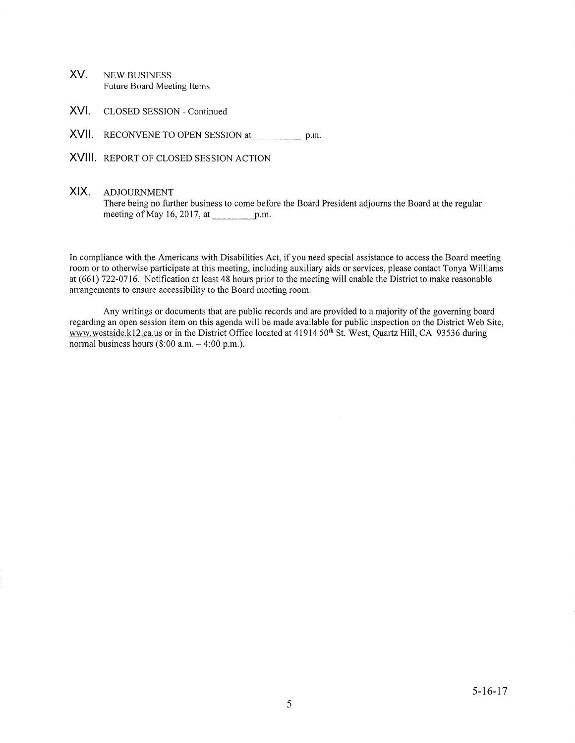XV. NEW BUSINESS
Future Board Meeting Items

XVI. CLOSED SESSION - Continued

XVII. RECONVENE TO OPEN SESSION at __________ p.m.

XVIII. REPORT OF CLOSED SESSION ACTION

XIX. ADJOURNMENT
There being no further business to come before the Board President adjourns the Board at the regular meeting of May 16, 2017, at __________ p.m.

In compliance with the Americans with Disabilities Act, if you need special assistance to access the Board meeting room or to otherwise participate at this meeting, including auxiliary aids or services, please contact Tonya Williams at (661) 722-0716. Notification at least 48 hours prior to the meeting will enable the District to make reasonable arrangements to ensure accessibility to the Board meeting room.

Any writings or documents that are public records and are provided to a majority of the governing board regarding an open session item on this agenda will be made available for public inspection on the District Web Site, www.westside.k12.ca.us or in the District Office located at 41914 50th St. West, Quartz Hill, CA 93536 during normal business hours (8:00 a.m. – 4:00 p.m.).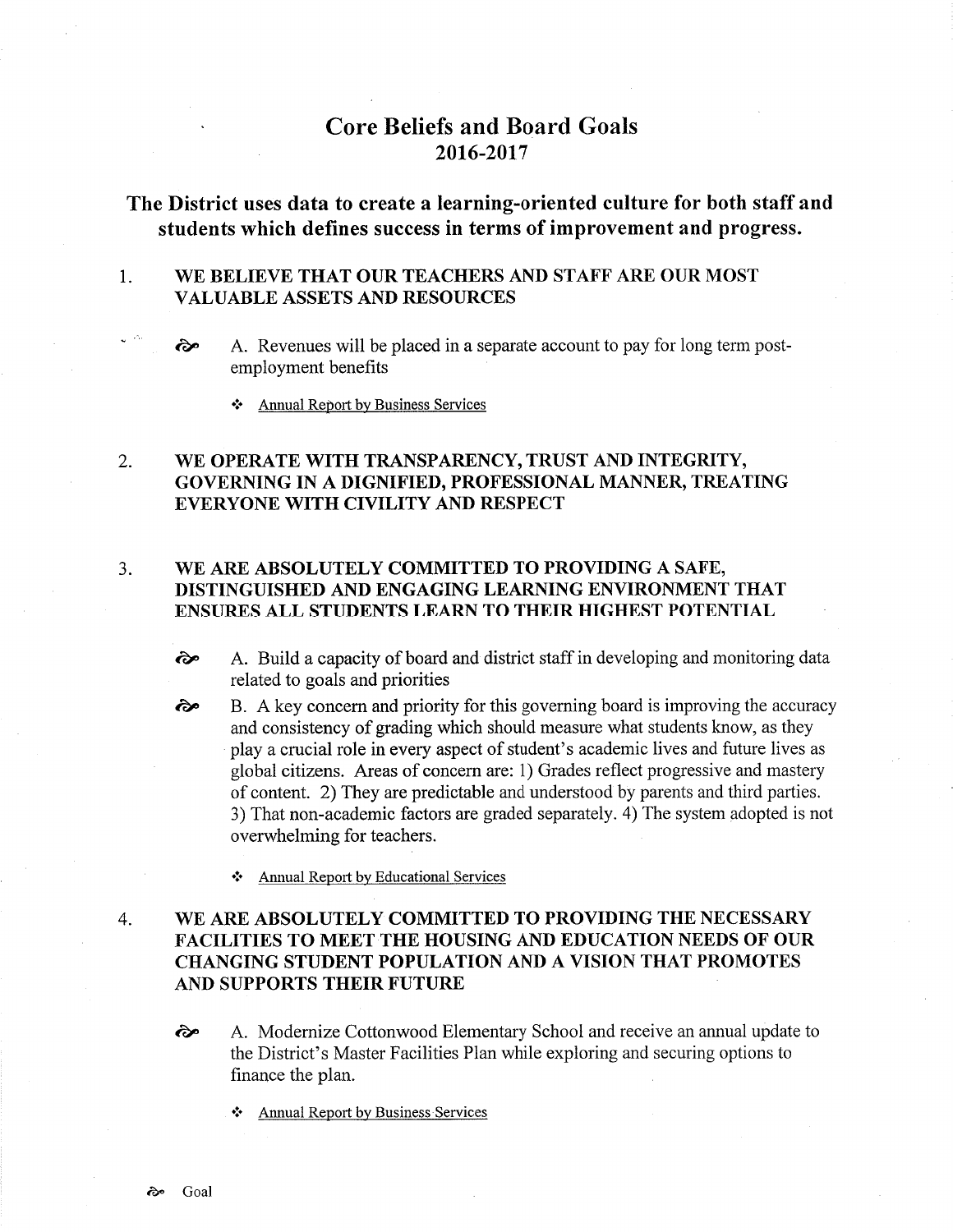# Core Beliefs and Board Goals
## 2016-2017

## The District uses data to create a learning-oriented culture for both staff and students which defines success in terms of improvement and progress.

1. **WE BELIEVE THAT OUR TEACHERS AND STAFF ARE OUR MOST VALUABLE ASSETS AND RESOURCES**

   ☙ A. Revenues will be placed in a separate account to pay for long term post-employment benefits

   - ❖ Annual Report by Business Services

2. **WE OPERATE WITH TRANSPARENCY, TRUST AND INTEGRITY, GOVERNING IN A DIGNIFIED, PROFESSIONAL MANNER, TREATING EVERYONE WITH CIVILITY AND RESPECT**

3. **WE ARE ABSOLUTELY COMMITTED TO PROVIDING A SAFE, DISTINGUISHED AND ENGAGING LEARNING ENVIRONMENT THAT ENSURES ALL STUDENTS LEARN TO THEIR HIGHEST POTENTIAL**

   ☙ A. Build a capacity of board and district staff in developing and monitoring data related to goals and priorities

   ☙ B. A key concern and priority for this governing board is improving the accuracy and consistency of grading which should measure what students know, as they play a crucial role in every aspect of student's academic lives and future lives as global citizens. Areas of concern are: 1) Grades reflect progressive and mastery of content. 2) They are predictable and understood by parents and third parties. 3) That non-academic factors are graded separately. 4) The system adopted is not overwhelming for teachers.

   - ❖ Annual Report by Educational Services

4. **WE ARE ABSOLUTELY COMMITTED TO PROVIDING THE NECESSARY FACILITIES TO MEET THE HOUSING AND EDUCATION NEEDS OF OUR CHANGING STUDENT POPULATION AND A VISION THAT PROMOTES AND SUPPORTS THEIR FUTURE**

   ☙ A. Modernize Cottonwood Elementary School and receive an annual update to the District's Master Facilities Plan while exploring and securing options to finance the plan.

   - ❖ Annual Report by Business Services

☙ Goal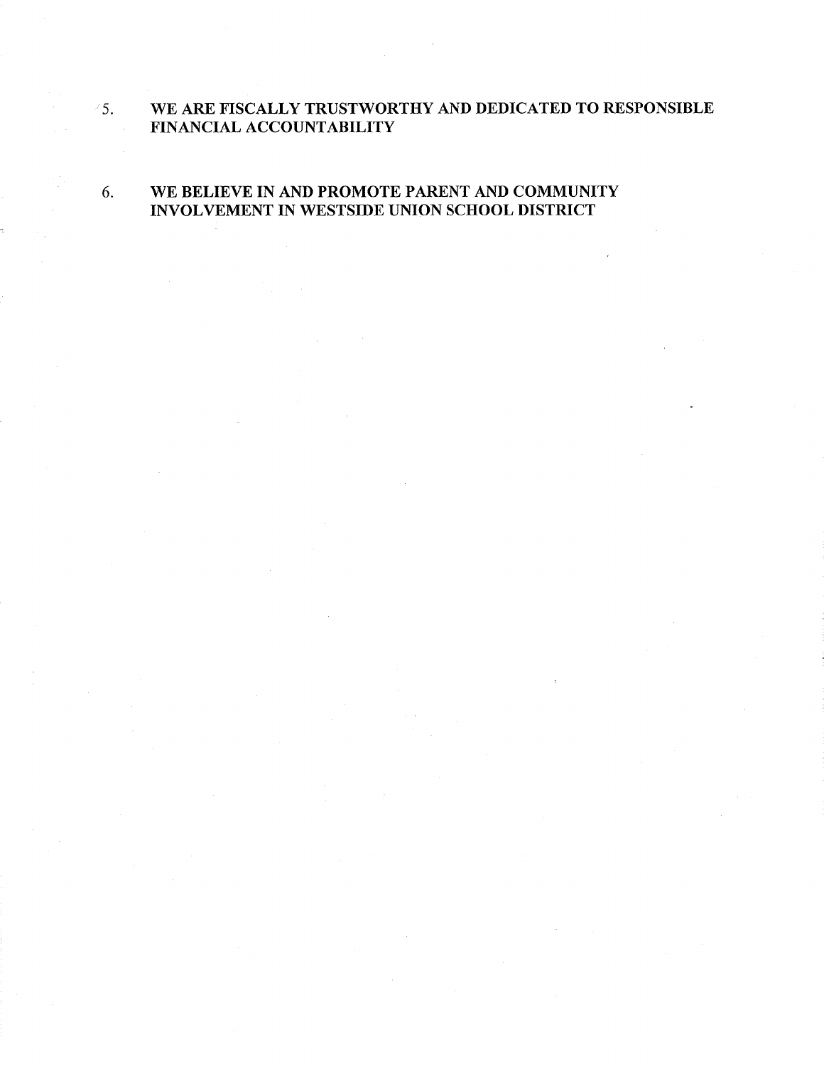5. **WE ARE FISCALLY TRUSTWORTHY AND DEDICATED TO RESPONSIBLE FINANCIAL ACCOUNTABILITY**

6. **WE BELIEVE IN AND PROMOTE PARENT AND COMMUNITY INVOLVEMENT IN WESTSIDE UNION SCHOOL DISTRICT**